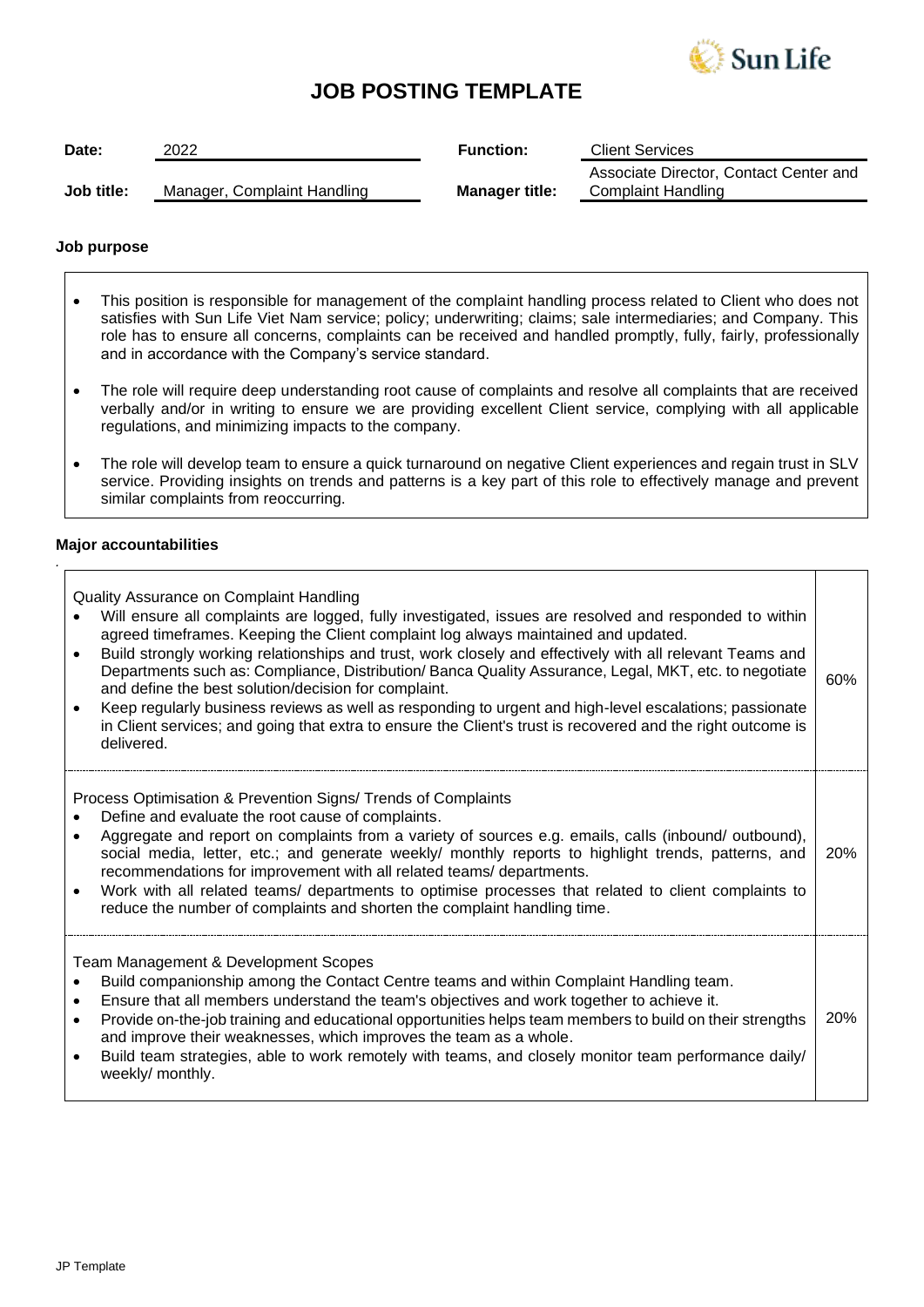Sun Life

# JOB POSTING TEMPLATE

| | | | |
|---|---|---|---|
| **Date:** | 2022 | **Function:** | Client Services |
| **Job title:** | Manager, Complaint Handling | **Manager title:** | Associate Director, Contact Center and Complaint Handling |

**Job purpose**

- This position is responsible for management of the complaint handling process related to Client who does not satisfies with Sun Life Viet Nam service; policy; underwriting; claims; sale intermediaries; and Company. This role has to ensure all concerns, complaints can be received and handled promptly, fully, fairly, professionally and in accordance with the Company's service standard.
- The role will require deep understanding root cause of complaints and resolve all complaints that are received verbally and/or in writing to ensure we are providing excellent Client service, complying with all applicable regulations, and minimizing impacts to the company.
- The role will develop team to ensure a quick turnaround on negative Client experiences and regain trust in SLV service. Providing insights on trends and patterns is a key part of this role to effectively manage and prevent similar complaints from reoccurring.

**Major accountabilities**

| | |
|---|---|
| Quality Assurance on Complaint Handling<br>• Will ensure all complaints are logged, fully investigated, issues are resolved and responded to within agreed timeframes. Keeping the Client complaint log always maintained and updated.<br>• Build strongly working relationships and trust, work closely and effectively with all relevant Teams and Departments such as: Compliance, Distribution/ Banca Quality Assurance, Legal, MKT, etc. to negotiate and define the best solution/decision for complaint.<br>• Keep regularly business reviews as well as responding to urgent and high-level escalations; passionate in Client services; and going that extra to ensure the Client's trust is recovered and the right outcome is delivered. | 60% |
| Process Optimisation & Prevention Signs/ Trends of Complaints<br>• Define and evaluate the root cause of complaints.<br>• Aggregate and report on complaints from a variety of sources e.g. emails, calls (inbound/ outbound), social media, letter, etc.; and generate weekly/ monthly reports to highlight trends, patterns, and recommendations for improvement with all related teams/ departments.<br>• Work with all related teams/ departments to optimise processes that related to client complaints to reduce the number of complaints and shorten the complaint handling time. | 20% |
| Team Management & Development Scopes<br>• Build companionship among the Contact Centre teams and within Complaint Handling team.<br>• Ensure that all members understand the team's objectives and work together to achieve it.<br>• Provide on-the-job training and educational opportunities helps team members to build on their strengths and improve their weaknesses, which improves the team as a whole.<br>• Build team strategies, able to work remotely with teams, and closely monitor team performance daily/ weekly/ monthly. | 20% |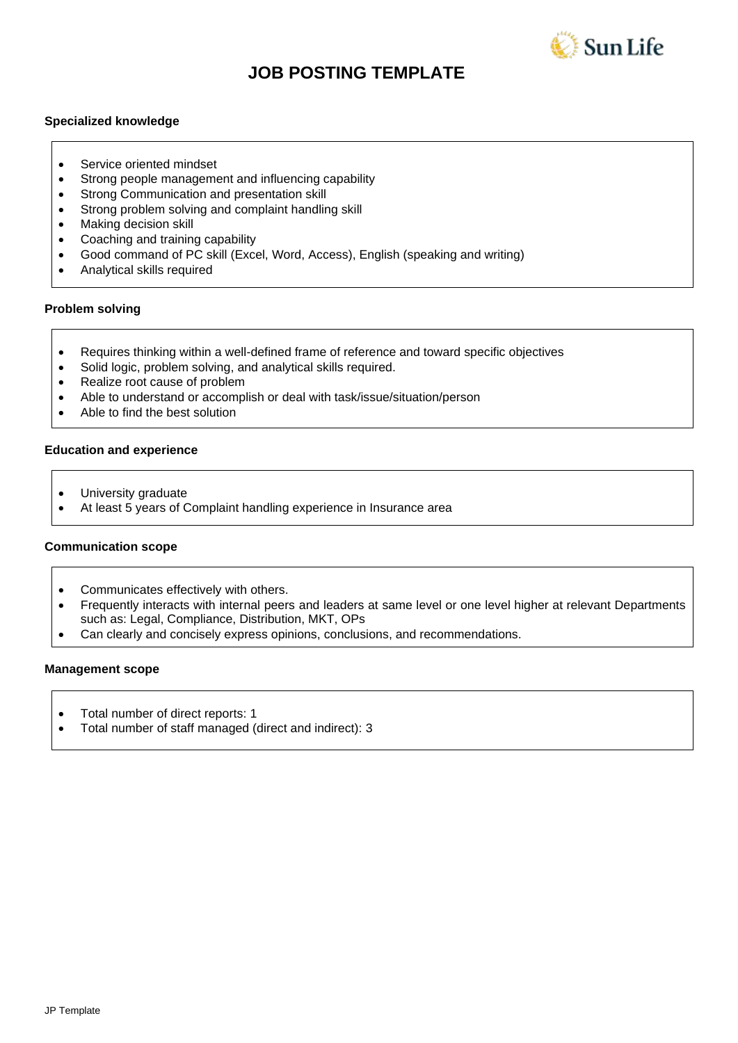# JOB POSTING TEMPLATE

**Specialized knowledge**

- Service oriented mindset
- Strong people management and influencing capability
- Strong Communication and presentation skill
- Strong problem solving and complaint handling skill
- Making decision skill
- Coaching and training capability
- Good command of PC skill (Excel, Word, Access), English (speaking and writing)
- Analytical skills required

**Problem solving**

- Requires thinking within a well-defined frame of reference and toward specific objectives
- Solid logic, problem solving, and analytical skills required.
- Realize root cause of problem
- Able to understand or accomplish or deal with task/issue/situation/person
- Able to find the best solution

**Education and experience**

- University graduate
- At least 5 years of Complaint handling experience in Insurance area

**Communication scope**

- Communicates effectively with others.
- Frequently interacts with internal peers and leaders at same level or one level higher at relevant Departments such as: Legal, Compliance, Distribution, MKT, OPs
- Can clearly and concisely express opinions, conclusions, and recommendations.

**Management scope**

- Total number of direct reports: 1
- Total number of staff managed (direct and indirect): 3